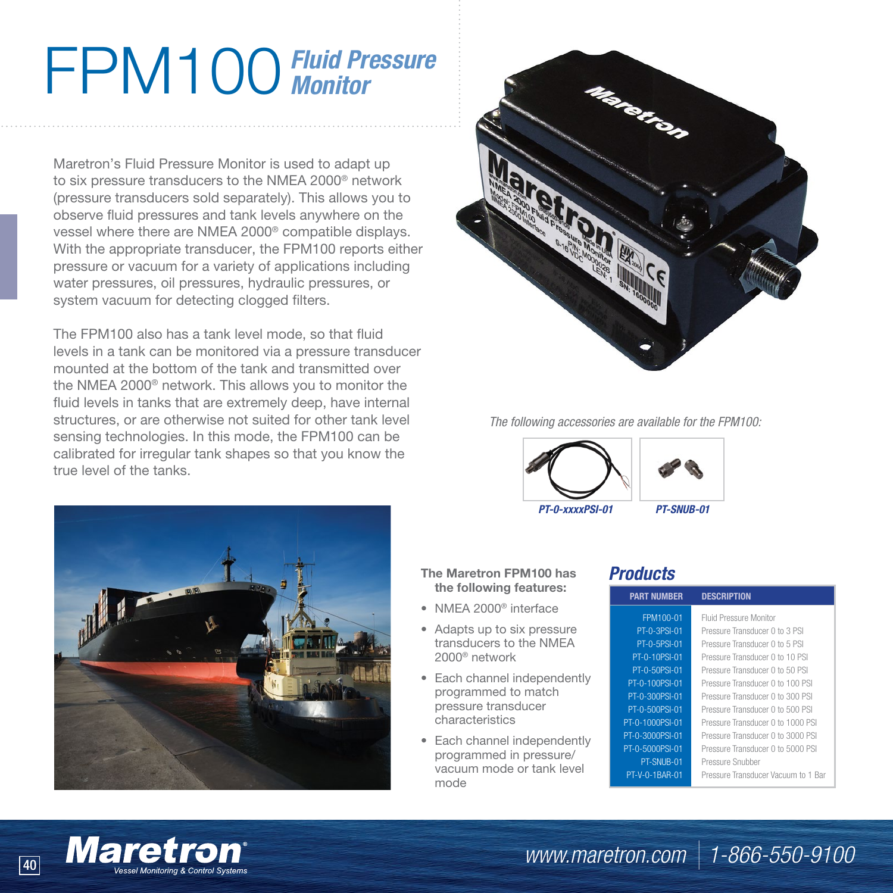# FPM100 *Fluid Pressure Monitor*

Maretron's Fluid Pressure Monitor is used to adapt up to six pressure transducers to the NMEA 2000® network (pressure transducers sold separately). This allows you to observe fluid pressures and tank levels anywhere on the vessel where there are NMEA 2000® compatible displays. With the appropriate transducer, the FPM100 reports either pressure or vacuum for a variety of applications including water pressures, oil pressures, hydraulic pressures, or system vacuum for detecting clogged filters.

The FPM100 also has a tank level mode, so that fluid levels in a tank can be monitored via a pressure transducer mounted at the bottom of the tank and transmitted over the NMEA 2000® network. This allows you to monitor the fluid levels in tanks that are extremely deep, have internal structures, or are otherwise not suited for other tank level sensing technologies. In this mode, the FPM100 can be calibrated for irregular tank shapes so that you know the true level of the tanks.

*The following accessories are available for the FPM100:*

***PT-0-xxxxPSI-01*** ***PT-SNUB-01***

**The Maretron FPM100 has the following features:**

- NMEA 2000® interface
- Adapts up to six pressure transducers to the NMEA 2000® network
- Each channel independently programmed to match pressure transducer characteristics
- Each channel independently programmed in pressure/ vacuum mode or tank level mode

## *Products*

| PART NUMBER | DESCRIPTION |
|---|---|
| FPM100-01 | Fluid Pressure Monitor |
| PT-0-3PSI-01 | Pressure Transducer 0 to 3 PSI |
| PT-0-5PSI-01 | Pressure Transducer 0 to 5 PSI |
| PT-0-10PSI-01 | Pressure Transducer 0 to 10 PSI |
| PT-0-50PSI-01 | Pressure Transducer 0 to 50 PSI |
| PT-0-100PSI-01 | Pressure Transducer 0 to 100 PSI |
| PT-0-300PSI-01 | Pressure Transducer 0 to 300 PSI |
| PT-0-500PSI-01 | Pressure Transducer 0 to 500 PSI |
| PT-0-1000PSI-01 | Pressure Transducer 0 to 1000 PSI |
| PT-0-3000PSI-01 | Pressure Transducer 0 to 3000 PSI |
| PT-0-5000PSI-01 | Pressure Transducer 0 to 5000 PSI |
| PT-SNUB-01 | Pressure Snubber |
| PT-V-0-1BAR-01 | Pressure Transducer Vacuum to 1 Bar |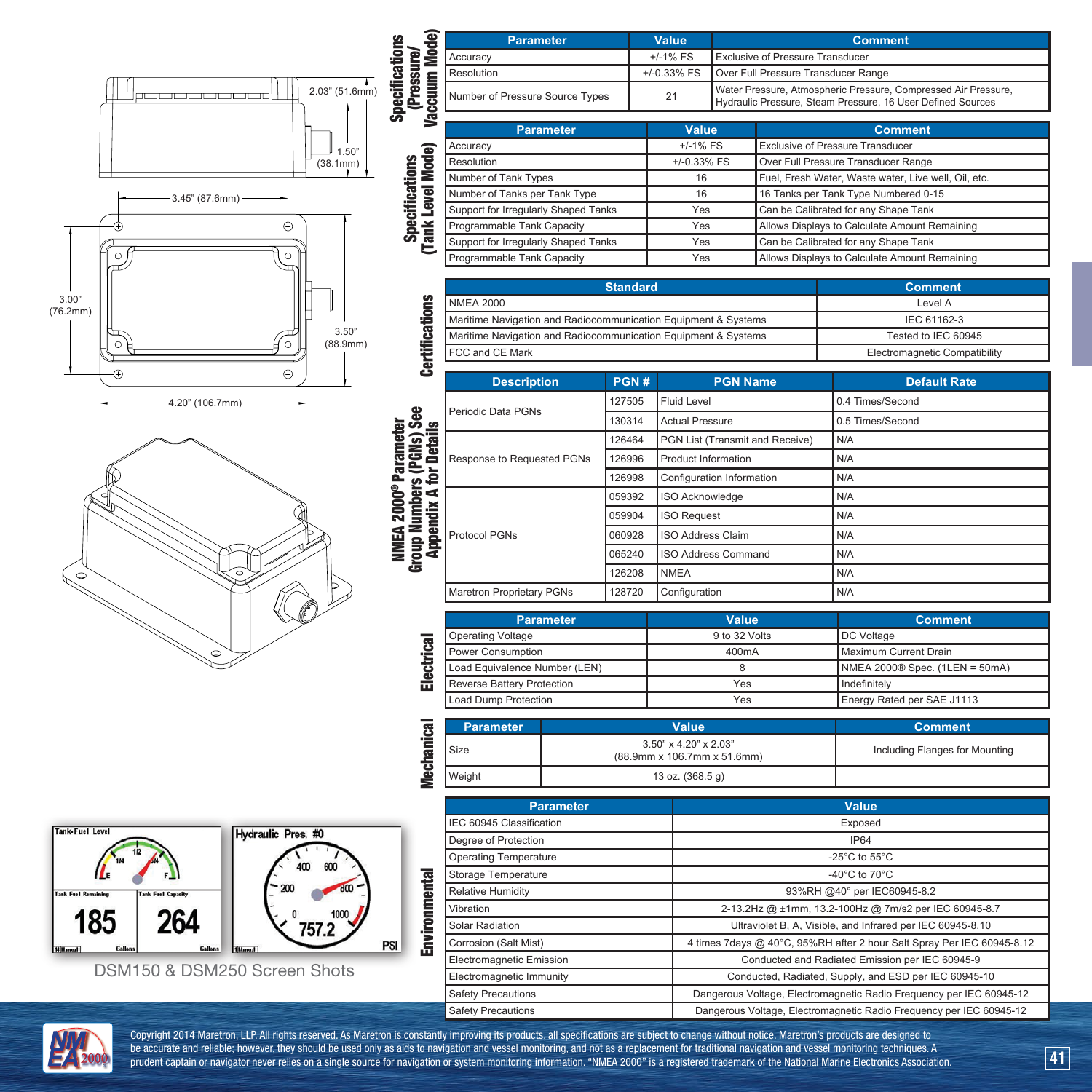2.03" (51.6mm)

1.50" (38.1mm)

3.45" (87.6mm)

3.00" (76.2mm)

3.50" (88.9mm)

4.20" (106.7mm)

DSM150 & DSM250 Screen Shots

## Specifications (Pressure/Vaccuum Mode)

| Parameter | Value | Comment |
|---|---|---|
| Accuracy | +/-1% FS | Exclusive of Pressure Transducer |
| Resolution | +/-0.33% FS | Over Full Pressure Transducer Range |
| Number of Pressure Source Types | 21 | Water Pressure, Atmospheric Pressure, Compressed Air Pressure, Hydraulic Pressure, Steam Pressure, 16 User Defined Sources |

## Specifications (Tank Level Mode)

| Parameter | Value | Comment |
|---|---|---|
| Accuracy | +/-1% FS | Exclusive of Pressure Transducer |
| Resolution | +/-0.33% FS | Over Full Pressure Transducer Range |
| Number of Tank Types | 16 | Fuel, Fresh Water, Waste water, Live well, Oil, etc. |
| Number of Tanks per Tank Type | 16 | 16 Tanks per Tank Type Numbered 0-15 |
| Support for Irregularly Shaped Tanks | Yes | Can be Calibrated for any Shape Tank |
| Programmable Tank Capacity | Yes | Allows Displays to Calculate Amount Remaining |
| Support for Irregularly Shaped Tanks | Yes | Can be Calibrated for any Shape Tank |
| Programmable Tank Capacity | Yes | Allows Displays to Calculate Amount Remaining |

## Certifications

| Standard | Comment |
|---|---|
| NMEA 2000 | Level A |
| Maritime Navigation and Radiocommunication Equipment & Systems | IEC 61162-3 |
| Maritime Navigation and Radiocommunication Equipment & Systems | Tested to IEC 60945 |
| FCC and CE Mark | Electromagnetic Compatibility |

## NMEA 2000® Parameter Group Numbers (PGNs) See Appendix A for Details

| Description | PGN # | PGN Name | Default Rate |
|---|---|---|---|
| Periodic Data PGNs | 127505 | Fluid Level | 0.4 Times/Second |
| | 130314 | Actual Pressure | 0.5 Times/Second |
| Response to Requested PGNs | 126464 | PGN List (Transmit and Receive) | N/A |
| | 126996 | Product Information | N/A |
| | 126998 | Configuration Information | N/A |
| Protocol PGNs | 059392 | ISO Acknowledge | N/A |
| | 059904 | ISO Request | N/A |
| | 060928 | ISO Address Claim | N/A |
| | 065240 | ISO Address Command | N/A |
| | 126208 | NMEA | N/A |
| Maretron Proprietary PGNs | 128720 | Configuration | N/A |

## Electrical

| Parameter | Value | Comment |
|---|---|---|
| Operating Voltage | 9 to 32 Volts | DC Voltage |
| Power Consumption | 400mA | Maximum Current Drain |
| Load Equivalence Number (LEN) | 8 | NMEA 2000® Spec. (1LEN = 50mA) |
| Reverse Battery Protection | Yes | Indefinitely |
| Load Dump Protection | Yes | Energy Rated per SAE J1113 |

## Mechanical

| Parameter | Value | Comment |
|---|---|---|
| Size | 3.50" x 4.20" x 2.03" (88.9mm x 106.7mm x 51.6mm) | Including Flanges for Mounting |
| Weight | 13 oz. (368.5 g) | |

## Environmental

| Parameter | Value |
|---|---|
| IEC 60945 Classification | Exposed |
| Degree of Protection | IP64 |
| Operating Temperature | -25°C to 55°C |
| Storage Temperature | -40°C to 70°C |
| Relative Humidity | 93%RH @40° per IEC60945-8.2 |
| Vibration | 2-13.2Hz @ ±1mm, 13.2-100Hz @ 7m/s2 per IEC 60945-8.7 |
| Solar Radiation | Ultraviolet B, A, Visible, and Infrared per IEC 60945-8.10 |
| Corrosion (Salt Mist) | 4 times 7days @ 40°C, 95%RH after 2 hour Salt Spray Per IEC 60945-8.12 |
| Electromagnetic Emission | Conducted and Radiated Emission per IEC 60945-9 |
| Electromagnetic Immunity | Conducted, Radiated, Supply, and ESD per IEC 60945-10 |
| Safety Precautions | Dangerous Voltage, Electromagnetic Radio Frequency per IEC 60945-12 |
| Safety Precautions | Dangerous Voltage, Electromagnetic Radio Frequency per IEC 60945-12 |

Copyright 2014 Maretron, LLP. All rights reserved. As Maretron is constantly improving its products, all specifications are subject to change without notice. Maretron's products are designed to be accurate and reliable; however, they should be used only as aids to navigation and vessel monitoring, and not as a replacement for traditional navigation and vessel monitoring techniques. A prudent captain or navigator never relies on a single source for navigation or system monitoring information. "NMEA 2000" is a registered trademark of the National Marine Electronics Association.